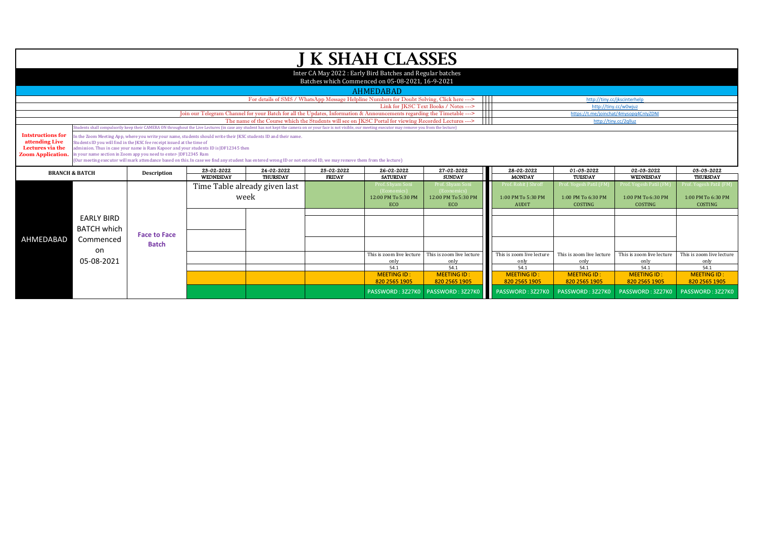# J K SHAH CLASSES

Inter CA May 2022 : Early Bird Batches and Regular batches
Batches which Commenced on 05-08-2021, 16-9-2021

## AHMEDABAD

| | |
|---|---|
| For details of SMS / WhatsApp Message Helpline Numbers for Doubt Solving, Click here ---> | http://tiny.cc/jkscinterhelp |
| Link for JKSC Text Books / Notes ---> | http://tiny.cc/w0wjuz |
| Join our Telegram Channel for your Batch for all the Updates, Information & Announcements regarding the Timetable ---> | https://t.me/joinchat/4mysopq4CnlyZDNl |
| The name of the Course which the Students will see on JKSC Portal for viewing Recorded Lectures ---> | http://tiny.cc/2glluz |

**Intstructions for attending Live Lectures via the Zoom Application.**

Students shall compulsorily keep their CAMERA ON throughout the Live Lectures (in case any student has not kept the camera on or your face is not visible, our meeting executor may remove you from the lecture)

In the Zoom Meeting App, where you write your name, students should write their JKSC students ID and their name.
Students ID you will find in the JKSC fee receipt issued at the time of admission. Thus in case your name is Ram Kapoor and your students ID is JDF12345 then in your name section in Zoom app you need to enter- JDF12345 Ram
(Our meeting executor will mark attendance based on this. In case we find any student has entered wrong ID or not entered ID, we may remove them from the lecture)

| BRANCH & BATCH | | Description | 23-02-2022 | 24-02-2022 | 25-02-2022 | 26-02-2022 | 27-02-2022 | 28-02-2022 | 01-03-2022 | 02-03-2022 | 03-03-2022 |
|---|---|---|---|---|---|---|---|---|---|---|---|
| | | | WEDNESDAY | THURSDAY | FRIDAY | SATURDAY | SUNDAY | MONDAY | TUESDAY | WEDNESDAY | THURSDAY |
| AHMEDABAD | EARLY BIRD BATCH which Commenced on 05-08-2021 | Face to Face Batch | Time Table already given last week | | | Prof. Shyam Soni (Economics) 12:00 PM To 5:30 PM ECO | Prof. Shyam Soni (Economics) 12:00 PM To 5:30 PM ECO | Prof. Rohit J Shroff 1:00 PM To 5:30 PM AUDIT | Prof. Yogesh Patil (FM) 1:00 PM To 6:30 PM COSTING | Prof. Yogesh Patil (FM) 1:00 PM To 6:30 PM COSTING | Prof. Yogesh Patil (FM) 1:00 PM To 6:30 PM COSTING |
| | | | | | | This is zoom live lecture only | This is zoom live lecture only | This is zoom live lecture only | This is zoom live lecture only | This is zoom live lecture only | This is zoom live lecture only |
| | | | | | | 54.1 | 54.1 | 54.1 | 54.1 | 54.1 | 54.1 |
| | | | | | | MEETING ID : 820 2565 1905 | MEETING ID : 820 2565 1905 | MEETING ID : 820 2565 1905 | MEETING ID : 820 2565 1905 | MEETING ID : 820 2565 1905 | MEETING ID : 820 2565 1905 |
| | | | | | | PASSWORD : 3Z27K0 | PASSWORD : 3Z27K0 | PASSWORD : 3Z27K0 | PASSWORD : 3Z27K0 | PASSWORD : 3Z27K0 | PASSWORD : 3Z27K0 |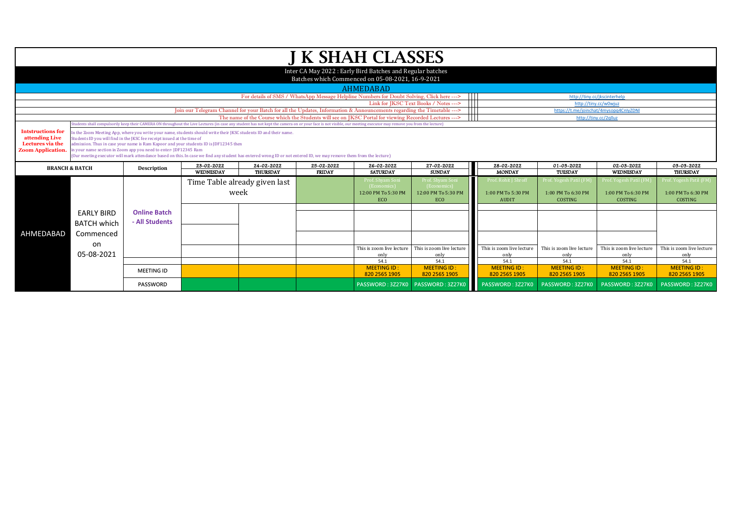# J K SHAH CLASSES

Inter CA May 2022 : Early Bird Batches and Regular batches

Batches which Commenced on 05-08-2021, 16-9-2021

## AHMEDABAD

| | |
|---|---|
| For details of SMS / WhatsApp Message Helpline Numbers for Doubt Solving, Click here ---> | http://tiny.cc/jkscinterhelp |
| Link for JKSC Text Books / Notes ---> | http://tiny.cc/w0wjuz |
| Join our Telegram Channel for your Batch for all the Updates, Information & Announcements regarding the Timetable ---> | https://t.me/joinchat/4mysopq4CnlyZDNl |
| The name of the Course which the Students will see on JKSC Portal for viewing Recorded Lectures ---> | http://tiny.cc/2qlluz |

**Intstructions for attending Live Lectures via the Zoom Application.**

Students shall compulsorily keep their CAMERA ON throughout the Live Lectures (in case any student has not kept the camera on or your face is not visible, our meeting executor may remove you from the lecture)

In the Zoom Meeting App, where you write your name, students should write their JKSC students ID and their name.
Students ID you will find in the JKSC fee receipt issued at the time of admission. Thus in case your name is Ram Kapoor and your students ID is JDF12345 then in your name section in Zoom app you need to enter- JDF12345 Ram
(Our meeting executor will mark attendance based on this. In case we find any student has entered wrong ID or not entered ID, we may remove them from the lecture)

| BRANCH & BATCH | | Description | 23-02-2022 WEDNESDAY | 24-02-2022 THURSDAY | 25-02-2022 FRIDAY | 26-02-2022 SATURDAY | 27-02-2022 SUNDAY | 28-02-2022 MONDAY | 01-03-2022 TUESDAY | 02-03-2022 WEDNESDAY | 03-03-2022 THURSDAY |
|---|---|---|---|---|---|---|---|---|---|---|---|
| AHMEDABAD | EARLY BIRD BATCH which Commenced on 05-08-2021 | Online Batch - All Students | Time Table already given last week | | | Prof. Shyam Soni (Economics) 12:00 PM To 5:30 PM ECO | Prof. Shyam Soni (Economics) 12:00 PM To 5:30 PM ECO | Prof. Rohit J Shroff 1:00 PM To 5:30 PM AUDIT | Prof. Yogesh Patil (FM) 1:00 PM To 6:30 PM COSTING | Prof. Yogesh Patil (FM) 1:00 PM To 6:30 PM COSTING | Prof. Yogesh Patil (FM) 1:00 PM To 6:30 PM COSTING |
| | | | | | | This is zoom live lecture only | This is zoom live lecture only | This is zoom live lecture only | This is zoom live lecture only | This is zoom live lecture only | This is zoom live lecture only |
| | | | | | | 54.1 | 54.1 | 54.1 | 54.1 | 54.1 | 54.1 |
| | | MEETING ID | | | | MEETING ID : 820 2565 1905 | MEETING ID : 820 2565 1905 | MEETING ID : 820 2565 1905 | MEETING ID : 820 2565 1905 | MEETING ID : 820 2565 1905 | MEETING ID : 820 2565 1905 |
| | | PASSWORD | | | | PASSWORD : 3Z27K0 | PASSWORD : 3Z27K0 | PASSWORD : 3Z27K0 | PASSWORD : 3Z27K0 | PASSWORD : 3Z27K0 | PASSWORD : 3Z27K0 |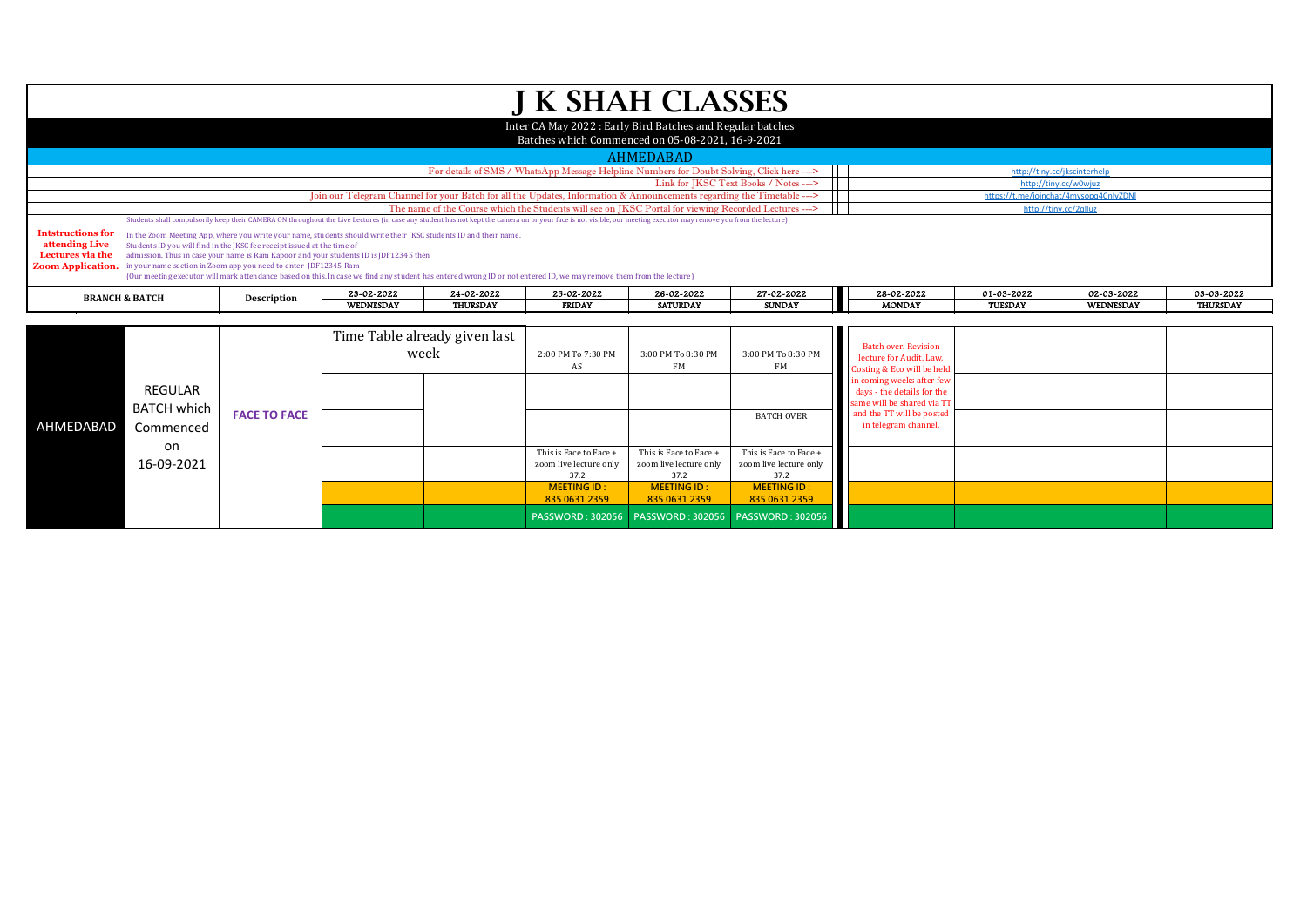# J K SHAH CLASSES

Inter CA May 2022 : Early Bird Batches and Regular batches

Batches which Commenced on 05-08-2021, 16-9-2021

## AHMEDABAD

| | |
|---|---|
| For details of SMS / WhatsApp Message Helpline Numbers for Doubt Solving, Click here ---> | http://tiny.cc/jkscinterhelp |
| Link for JKSC Text Books / Notes ---> | http://tiny.cc/w0wjuz |
| Join our Telegram Channel for your Batch for all the Updates, Information & Announcements regarding the Timetable ---> | https://t.me/joinchat/4mysopq4CnlyZDNl |
| The name of the Course which the Students will see on JKSC Portal for viewing Recorded Lectures ---> | http://tiny.cc/2qlluz |

Students shall compulsorily keep their CAMERA ON throughout the Live Lectures (in case any student has not kept the camera on or your face is not visible, our meeting executor may remove you from the lecture)

**Intstructions for attending Live Lectures via the Zoom Application.**

In the Zoom Meeting App, where you write your name, students should write their JKSC students ID and their name.
Students ID you will find in the JKSC fee receipt issued at the time of admission. Thus in case your name is Ram Kapoor and your students ID is JDF12345 then in your name section in Zoom app you need to enter- JDF12345 Ram
(Our meeting executor will mark attendance based on this. In case we find any student has entered wrong ID or not entered ID, we may remove them from the lecture)

| BRANCH & BATCH | | Description | 23-02-2022 WEDNESDAY | 24-02-2022 THURSDAY | 25-02-2022 FRIDAY | 26-02-2022 SATURDAY | 27-02-2022 SUNDAY | 28-02-2022 MONDAY | 01-03-2022 TUESDAY | 02-03-2022 WEDNESDAY | 03-03-2022 THURSDAY |
|---|---|---|---|---|---|---|---|---|---|---|---|
| AHMEDABAD | REGULAR BATCH which Commenced on 16-09-2021 | FACE TO FACE | Time Table already given last week | | 2:00 PM To 7:30 PM AS | 3:00 PM To 8:30 PM FM | 3:00 PM To 8:30 PM FM | Batch over. Revision lecture for Audit, Law, Costing & Eco will be held in coming weeks after few days - the details for the same will be shared via TT and the TT will be posted in telegram channel. | | | |
| | | | | | | | | | | | |
| | | | | | | | BATCH OVER | | | | |
| | | | | | This is Face to Face + zoom live lecture only | This is Face to Face + zoom live lecture only | This is Face to Face + zoom live lecture only | | | | |
| | | | | | 37.2 | 37.2 | 37.2 | | | | |
| | | | | | MEETING ID : 835 0631 2359 | MEETING ID : 835 0631 2359 | MEETING ID : 835 0631 2359 | | | | |
| | | | | | PASSWORD : 302056 | PASSWORD : 302056 | PASSWORD : 302056 | | | | |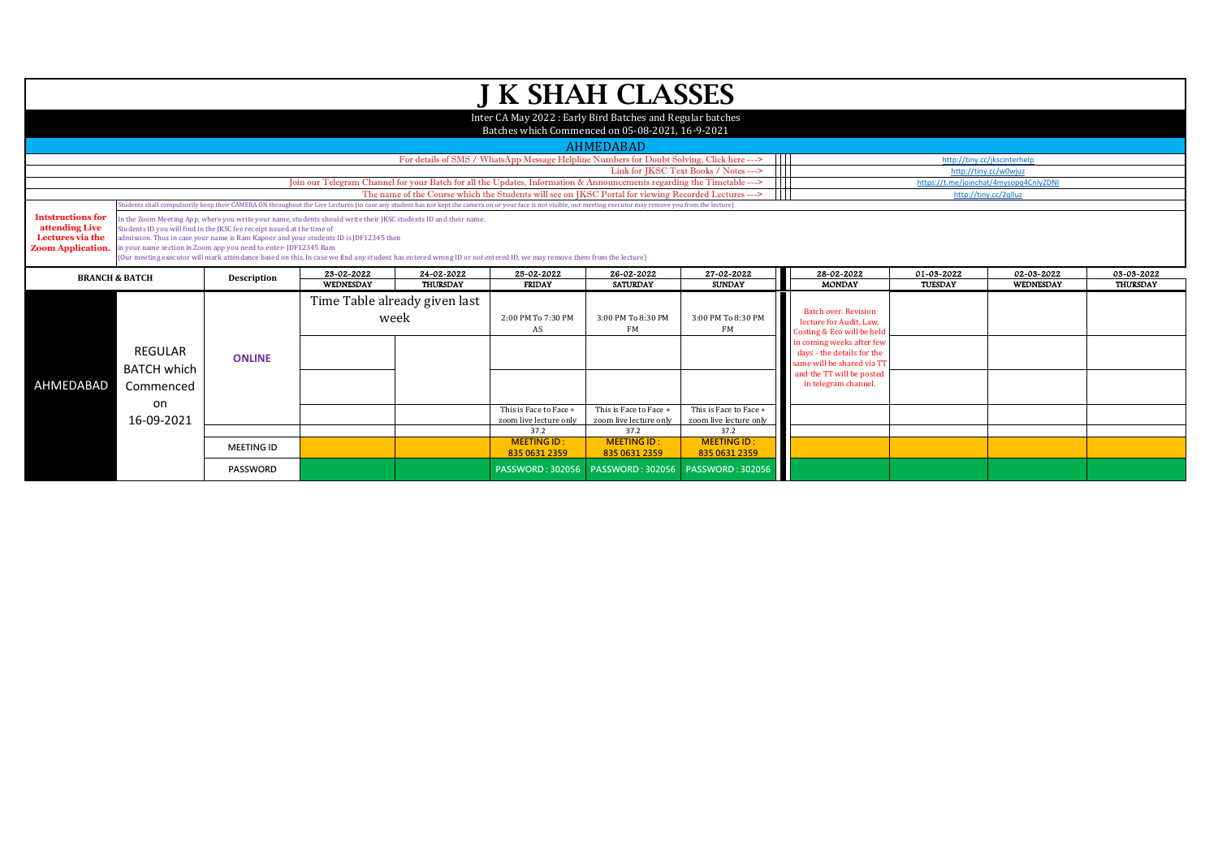# J K SHAH CLASSES

Inter CA May 2022 : Early Bird Batches and Regular batches
Batches which Commenced on 05-08-2021, 16-9-2021

## AHMEDABAD

| | |
|---|---|
| For details of SMS / WhatsApp Message Helpline Numbers for Doubt Solving, Click here ---> | http://tiny.cc/jkscinterhelp |
| Link for JKSC Text Books / Notes ---> | http://tiny.cc/w0wjuz |
| Join our Telegram Channel for your Batch for all the Updates, Information & Announcements regarding the Timetable ---> | https://t.me/joinchat/4mysopq4CnlyZDNl |
| The name of the Course which the Students will see on JKSC Portal for viewing Recorded Lectures ---> | http://tiny.cc/2qlluz |

Students shall compulsorily keep their CAMERA ON throughout the Live Lectures (in case any student has not kept the camera on or your face is not visible, our meeting executor may remove you from the lecture)

**Intstructions for attending Live Lectures via the Zoom Application.**

In the Zoom Meeting App, where you write your name, students should write their JKSC students ID and their name.
Students ID you will find in the JKSC fee receipt issued at the time of admission. Thus in case your name is Ram Kapoor and your students ID is JDF12345 then in your name section in Zoom app you need to enter- JDF12345 Ram
(Our meeting executor will mark attendance based on this. In case we find any student has entered wrong ID or not entered ID, we may remove them from the lecture)

| BRANCH & BATCH | | Description | 23-02-2022 WEDNESDAY | 24-02-2022 THURSDAY | 25-02-2022 FRIDAY | 26-02-2022 SATURDAY | 27-02-2022 SUNDAY | 28-02-2022 MONDAY | 01-03-2022 TUESDAY | 02-03-2022 WEDNESDAY | 03-03-2022 THURSDAY |
|---|---|---|---|---|---|---|---|---|---|---|---|
| AHMEDABAD | REGULAR BATCH which Commenced on 16-09-2021 | ONLINE | Time Table already given last week | | 2:00 PM To 7:30 PM AS | 3:00 PM To 8:30 PM FM | 3:00 PM To 8:30 PM FM | Batch over. Revision lecture for Audit, Law, Costing & Eco will be held in coming weeks after few days - the details for the same will be shared via TT and the TT will be posted in telegram channel. | | | |
| | | | | | | | | | | | |
| | | | | | | | | | | | |
| | | | | | This is Face to Face + zoom live lecture only | This is Face to Face + zoom live lecture only | This is Face to Face + zoom live lecture only | | | | |
| | | | | | 37.2 | 37.2 | 37.2 | | | | |
| | | MEETING ID | | | MEETING ID : 835 0631 2359 | MEETING ID : 835 0631 2359 | MEETING ID : 835 0631 2359 | | | | |
| | | PASSWORD | | | PASSWORD : 302056 | PASSWORD : 302056 | PASSWORD : 302056 | | | | |